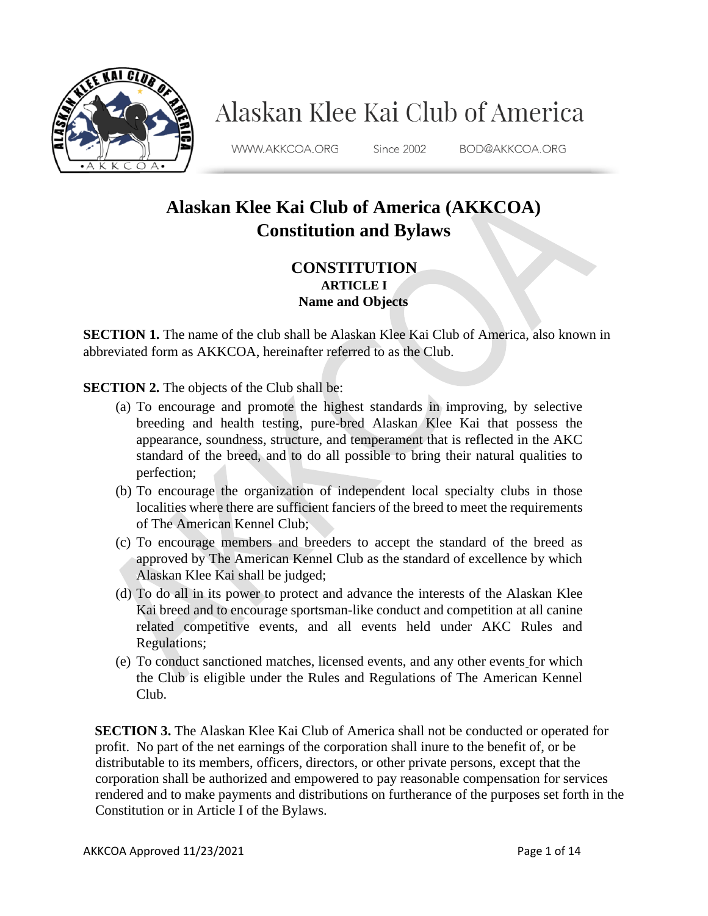Alaskan Klee Kai Club of America

WWW.AKKCOA.ORG Since 2002 BOD@AKKCOA.ORG

# Alaskan Klee Kai Club of America (AKKCOA) Constitution and Bylaws

## CONSTITUTION

### ARTICLE I
### Name and Objects

**SECTION 1.** The name of the club shall be Alaskan Klee Kai Club of America, also known in abbreviated form as AKKCOA, hereinafter referred to as the Club.

**SECTION 2.** The objects of the Club shall be:

(a) To encourage and promote the highest standards in improving, by selective breeding and health testing, pure-bred Alaskan Klee Kai that possess the appearance, soundness, structure, and temperament that is reflected in the AKC standard of the breed, and to do all possible to bring their natural qualities to perfection;

(b) To encourage the organization of independent local specialty clubs in those localities where there are sufficient fanciers of the breed to meet the requirements of The American Kennel Club;

(c) To encourage members and breeders to accept the standard of the breed as approved by The American Kennel Club as the standard of excellence by which Alaskan Klee Kai shall be judged;

(d) To do all in its power to protect and advance the interests of the Alaskan Klee Kai breed and to encourage sportsman-like conduct and competition at all canine related competitive events, and all events held under AKC Rules and Regulations;

(e) To conduct sanctioned matches, licensed events, and any other events for which the Club is eligible under the Rules and Regulations of The American Kennel Club.

**SECTION 3.** The Alaskan Klee Kai Club of America shall not be conducted or operated for profit. No part of the net earnings of the corporation shall inure to the benefit of, or be distributable to its members, officers, directors, or other private persons, except that the corporation shall be authorized and empowered to pay reasonable compensation for services rendered and to make payments and distributions on furtherance of the purposes set forth in the Constitution or in Article I of the Bylaws.

AKKCOA Approved 11/23/2021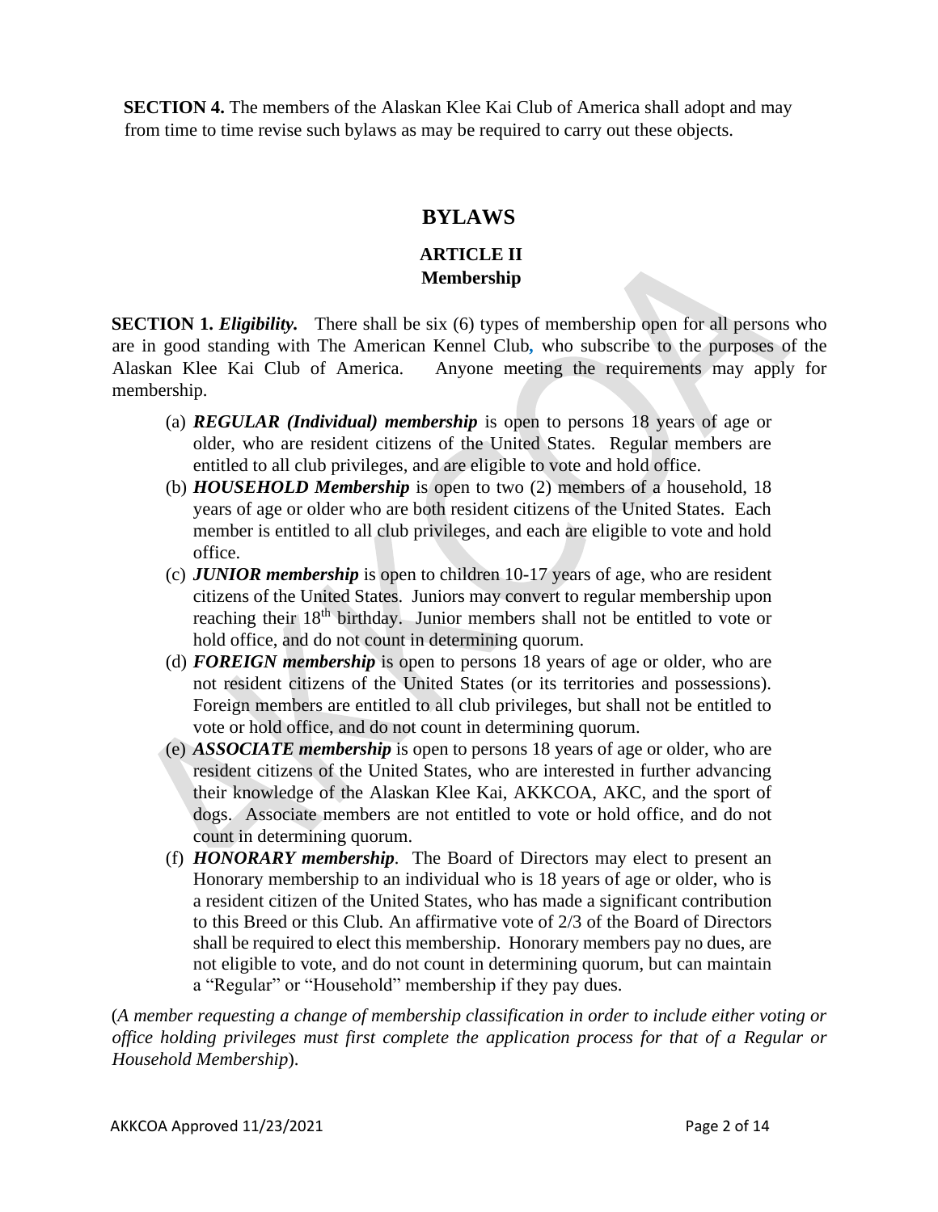**SECTION 4.** The members of the Alaskan Klee Kai Club of America shall adopt and may from time to time revise such bylaws as may be required to carry out these objects.

# BYLAWS

## ARTICLE II
## Membership

**SECTION 1.** ***Eligibility.*** There shall be six (6) types of membership open for all persons who are in good standing with The American Kennel Club, who subscribe to the purposes of the Alaskan Klee Kai Club of America. Anyone meeting the requirements may apply for membership.

(a) ***REGULAR (Individual) membership*** is open to persons 18 years of age or older, who are resident citizens of the United States. Regular members are entitled to all club privileges, and are eligible to vote and hold office.

(b) ***HOUSEHOLD Membership*** is open to two (2) members of a household, 18 years of age or older who are both resident citizens of the United States. Each member is entitled to all club privileges, and each are eligible to vote and hold office.

(c) ***JUNIOR membership*** is open to children 10-17 years of age, who are resident citizens of the United States. Juniors may convert to regular membership upon reaching their 18th birthday. Junior members shall not be entitled to vote or hold office, and do not count in determining quorum.

(d) ***FOREIGN membership*** is open to persons 18 years of age or older, who are not resident citizens of the United States (or its territories and possessions). Foreign members are entitled to all club privileges, but shall not be entitled to vote or hold office, and do not count in determining quorum.

(e) ***ASSOCIATE membership*** is open to persons 18 years of age or older, who are resident citizens of the United States, who are interested in further advancing their knowledge of the Alaskan Klee Kai, AKKCOA, AKC, and the sport of dogs. Associate members are not entitled to vote or hold office, and do not count in determining quorum.

(f) ***HONORARY membership***. The Board of Directors may elect to present an Honorary membership to an individual who is 18 years of age or older, who is a resident citizen of the United States, who has made a significant contribution to this Breed or this Club. An affirmative vote of 2/3 of the Board of Directors shall be required to elect this membership. Honorary members pay no dues, are not eligible to vote, and do not count in determining quorum, but can maintain a "Regular" or "Household" membership if they pay dues.

(*A member requesting a change of membership classification in order to include either voting or office holding privileges must first complete the application process for that of a Regular or Household Membership*).

AKKCOA Approved 11/23/2021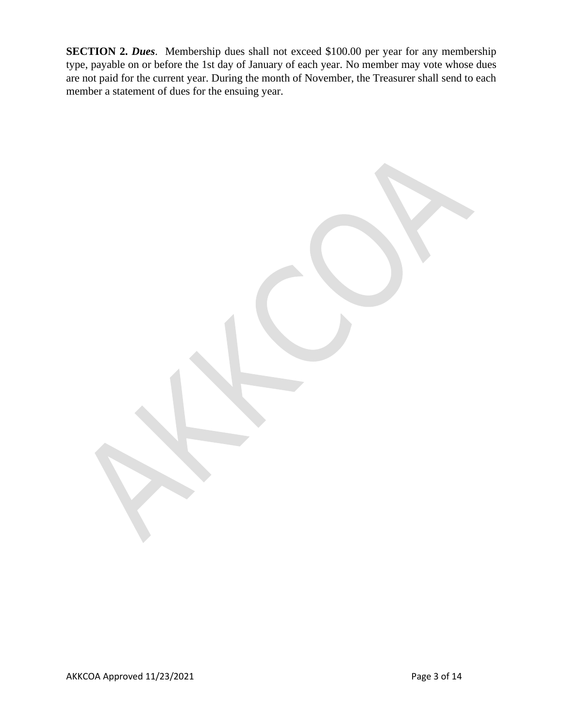**SECTION 2.** ***Dues***. Membership dues shall not exceed $100.00 per year for any membership type, payable on or before the 1st day of January of each year. No member may vote whose dues are not paid for the current year. During the month of November, the Treasurer shall send to each member a statement of dues for the ensuing year.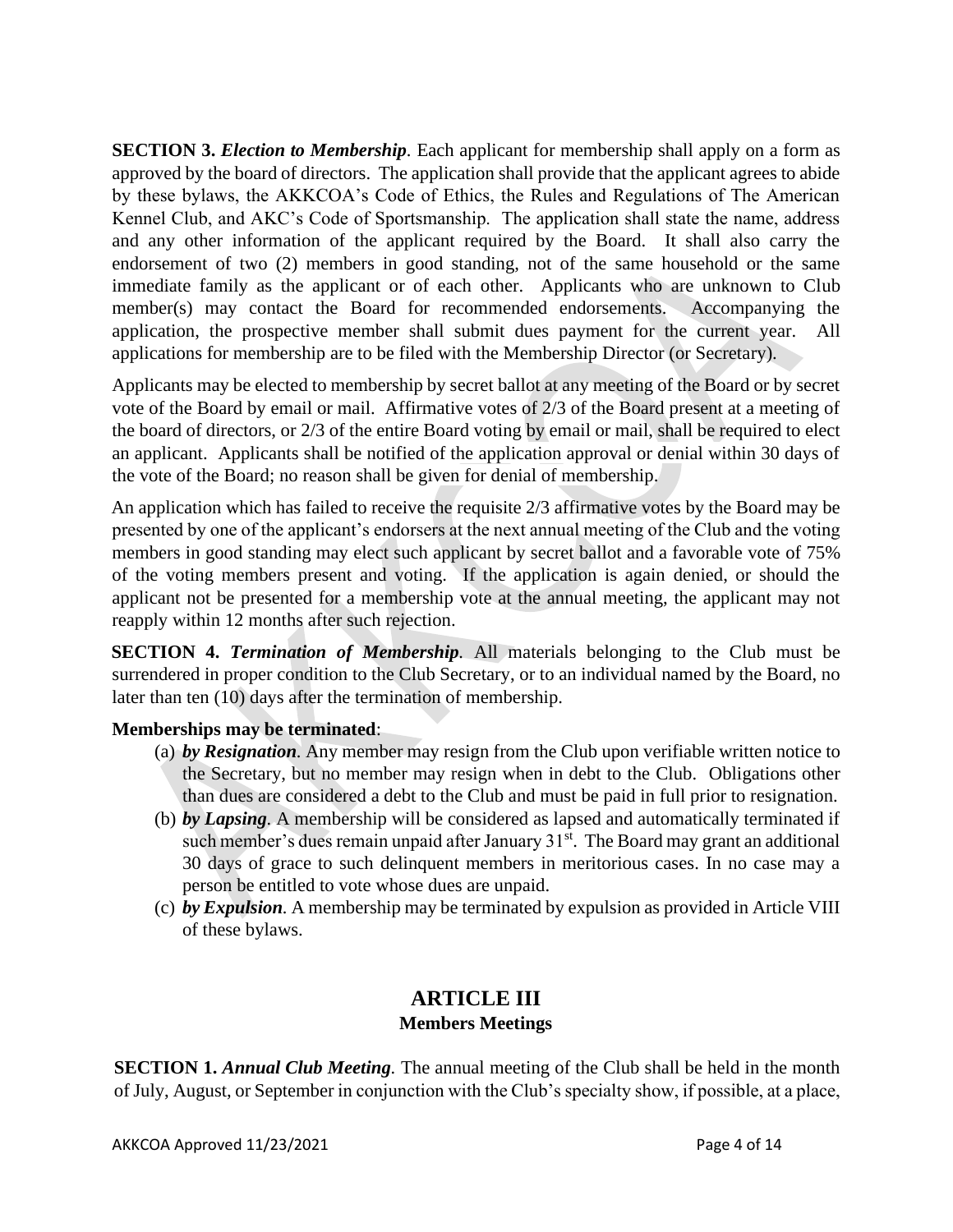**SECTION 3.** ***Election to Membership***. Each applicant for membership shall apply on a form as approved by the board of directors. The application shall provide that the applicant agrees to abide by these bylaws, the AKKCOA's Code of Ethics, the Rules and Regulations of The American Kennel Club, and AKC's Code of Sportsmanship. The application shall state the name, address and any other information of the applicant required by the Board. It shall also carry the endorsement of two (2) members in good standing, not of the same household or the same immediate family as the applicant or of each other. Applicants who are unknown to Club member(s) may contact the Board for recommended endorsements. Accompanying the application, the prospective member shall submit dues payment for the current year. All applications for membership are to be filed with the Membership Director (or Secretary).

Applicants may be elected to membership by secret ballot at any meeting of the Board or by secret vote of the Board by email or mail. Affirmative votes of 2/3 of the Board present at a meeting of the board of directors, or 2/3 of the entire Board voting by email or mail, shall be required to elect an applicant. Applicants shall be notified of the application approval or denial within 30 days of the vote of the Board; no reason shall be given for denial of membership.

An application which has failed to receive the requisite 2/3 affirmative votes by the Board may be presented by one of the applicant's endorsers at the next annual meeting of the Club and the voting members in good standing may elect such applicant by secret ballot and a favorable vote of 75% of the voting members present and voting. If the application is again denied, or should the applicant not be presented for a membership vote at the annual meeting, the applicant may not reapply within 12 months after such rejection.

**SECTION 4.** ***Termination of Membership***. All materials belonging to the Club must be surrendered in proper condition to the Club Secretary, or to an individual named by the Board, no later than ten (10) days after the termination of membership.

**Memberships may be terminated**:

(a) ***by Resignation***. Any member may resign from the Club upon verifiable written notice to the Secretary, but no member may resign when in debt to the Club. Obligations other than dues are considered a debt to the Club and must be paid in full prior to resignation.

(b) ***by Lapsing***. A membership will be considered as lapsed and automatically terminated if such member's dues remain unpaid after January 31st. The Board may grant an additional 30 days of grace to such delinquent members in meritorious cases. In no case may a person be entitled to vote whose dues are unpaid.

(c) ***by Expulsion***. A membership may be terminated by expulsion as provided in Article VIII of these bylaws.

## ARTICLE III
### Members Meetings

**SECTION 1.** ***Annual Club Meeting***. The annual meeting of the Club shall be held in the month of July, August, or September in conjunction with the Club's specialty show, if possible, at a place,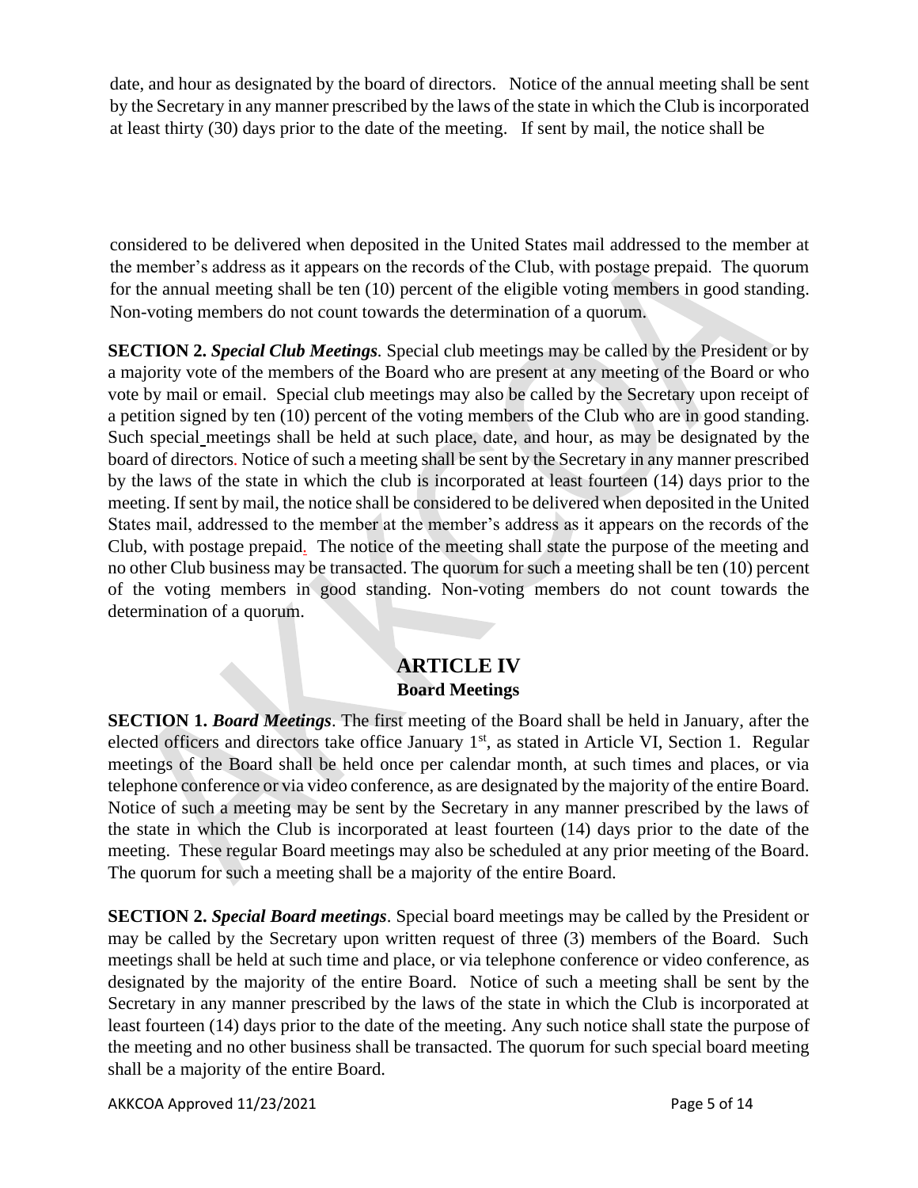date, and hour as designated by the board of directors. Notice of the annual meeting shall be sent by the Secretary in any manner prescribed by the laws of the state in which the Club is incorporated at least thirty (30) days prior to the date of the meeting. If sent by mail, the notice shall be considered to be delivered when deposited in the United States mail addressed to the member at the member's address as it appears on the records of the Club, with postage prepaid. The quorum for the annual meeting shall be ten (10) percent of the eligible voting members in good standing. Non-voting members do not count towards the determination of a quorum.

**SECTION 2.** ***Special Club Meetings.*** Special club meetings may be called by the President or by a majority vote of the members of the Board who are present at any meeting of the Board or who vote by mail or email. Special club meetings may also be called by the Secretary upon receipt of a petition signed by ten (10) percent of the voting members of the Club who are in good standing. Such special meetings shall be held at such place, date, and hour, as may be designated by the board of directors. Notice of such a meeting shall be sent by the Secretary in any manner prescribed by the laws of the state in which the club is incorporated at least fourteen (14) days prior to the meeting. If sent by mail, the notice shall be considered to be delivered when deposited in the United States mail, addressed to the member at the member's address as it appears on the records of the Club, with postage prepaid. The notice of the meeting shall state the purpose of the meeting and no other Club business may be transacted. The quorum for such a meeting shall be ten (10) percent of the voting members in good standing. Non-voting members do not count towards the determination of a quorum.

## ARTICLE IV
### Board Meetings

**SECTION 1.** ***Board Meetings***. The first meeting of the Board shall be held in January, after the elected officers and directors take office January 1st, as stated in Article VI, Section 1. Regular meetings of the Board shall be held once per calendar month, at such times and places, or via telephone conference or via video conference, as are designated by the majority of the entire Board. Notice of such a meeting may be sent by the Secretary in any manner prescribed by the laws of the state in which the Club is incorporated at least fourteen (14) days prior to the date of the meeting. These regular Board meetings may also be scheduled at any prior meeting of the Board. The quorum for such a meeting shall be a majority of the entire Board.

**SECTION 2.** ***Special Board meetings***. Special board meetings may be called by the President or may be called by the Secretary upon written request of three (3) members of the Board. Such meetings shall be held at such time and place, or via telephone conference or video conference, as designated by the majority of the entire Board. Notice of such a meeting shall be sent by the Secretary in any manner prescribed by the laws of the state in which the Club is incorporated at least fourteen (14) days prior to the date of the meeting. Any such notice shall state the purpose of the meeting and no other business shall be transacted. The quorum for such special board meeting shall be a majority of the entire Board.

AKKCOA Approved 11/23/2021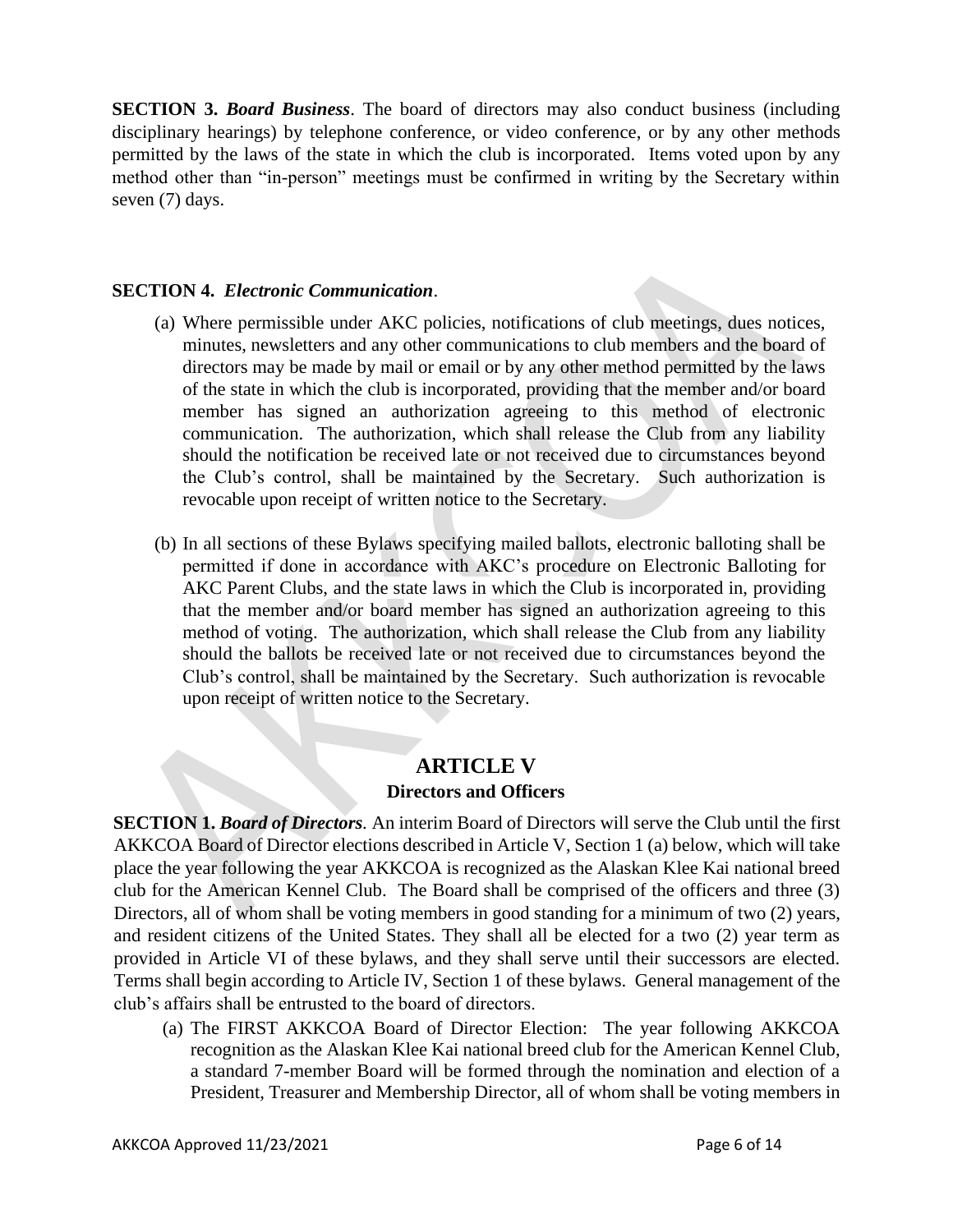**SECTION 3.** ***Board Business***. The board of directors may also conduct business (including disciplinary hearings) by telephone conference, or video conference, or by any other methods permitted by the laws of the state in which the club is incorporated. Items voted upon by any method other than "in-person" meetings must be confirmed in writing by the Secretary within seven (7) days.

**SECTION 4.** ***Electronic Communication***.

(a) Where permissible under AKC policies, notifications of club meetings, dues notices, minutes, newsletters and any other communications to club members and the board of directors may be made by mail or email or by any other method permitted by the laws of the state in which the club is incorporated, providing that the member and/or board member has signed an authorization agreeing to this method of electronic communication. The authorization, which shall release the Club from any liability should the notification be received late or not received due to circumstances beyond the Club's control, shall be maintained by the Secretary. Such authorization is revocable upon receipt of written notice to the Secretary.

(b) In all sections of these Bylaws specifying mailed ballots, electronic balloting shall be permitted if done in accordance with AKC's procedure on Electronic Balloting for AKC Parent Clubs, and the state laws in which the Club is incorporated in, providing that the member and/or board member has signed an authorization agreeing to this method of voting. The authorization, which shall release the Club from any liability should the ballots be received late or not received due to circumstances beyond the Club's control, shall be maintained by the Secretary. Such authorization is revocable upon receipt of written notice to the Secretary.

## ARTICLE V
### Directors and Officers

**SECTION 1.** ***Board of Directors***. An interim Board of Directors will serve the Club until the first AKKCOA Board of Director elections described in Article V, Section 1 (a) below, which will take place the year following the year AKKCOA is recognized as the Alaskan Klee Kai national breed club for the American Kennel Club. The Board shall be comprised of the officers and three (3) Directors, all of whom shall be voting members in good standing for a minimum of two (2) years, and resident citizens of the United States. They shall all be elected for a two (2) year term as provided in Article VI of these bylaws, and they shall serve until their successors are elected. Terms shall begin according to Article IV, Section 1 of these bylaws. General management of the club's affairs shall be entrusted to the board of directors.

(a) The FIRST AKKCOA Board of Director Election: The year following AKKCOA recognition as the Alaskan Klee Kai national breed club for the American Kennel Club, a standard 7-member Board will be formed through the nomination and election of a President, Treasurer and Membership Director, all of whom shall be voting members in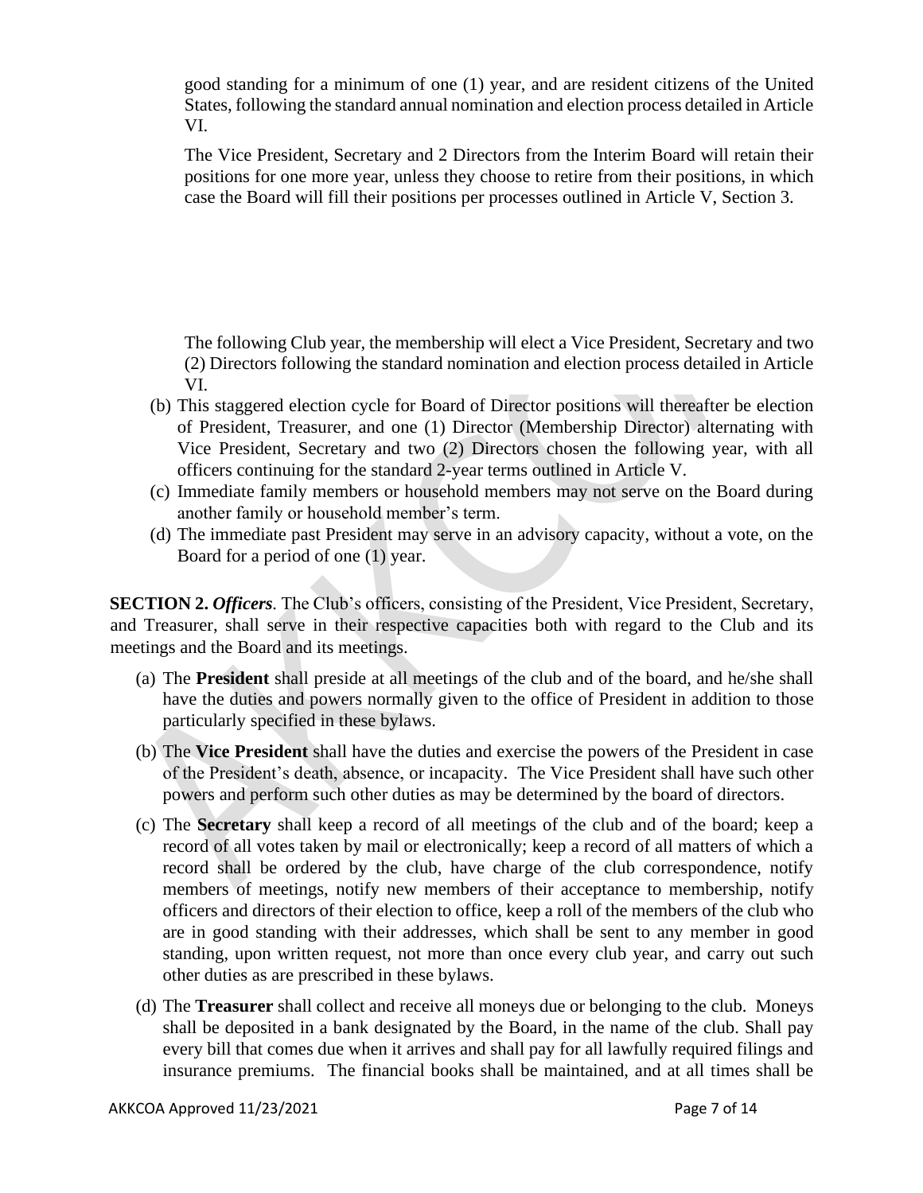good standing for a minimum of one (1) year, and are resident citizens of the United States, following the standard annual nomination and election process detailed in Article VI.

The Vice President, Secretary and 2 Directors from the Interim Board will retain their positions for one more year, unless they choose to retire from their positions, in which case the Board will fill their positions per processes outlined in Article V, Section 3.

The following Club year, the membership will elect a Vice President, Secretary and two (2) Directors following the standard nomination and election process detailed in Article VI.

(b) This staggered election cycle for Board of Director positions will thereafter be election of President, Treasurer, and one (1) Director (Membership Director) alternating with Vice President, Secretary and two (2) Directors chosen the following year, with all officers continuing for the standard 2-year terms outlined in Article V.

(c) Immediate family members or household members may not serve on the Board during another family or household member's term.

(d) The immediate past President may serve in an advisory capacity, without a vote, on the Board for a period of one (1) year.

**SECTION 2.** ***Officers***. The Club's officers, consisting of the President, Vice President, Secretary, and Treasurer, shall serve in their respective capacities both with regard to the Club and its meetings and the Board and its meetings.

(a) The **President** shall preside at all meetings of the club and of the board, and he/she shall have the duties and powers normally given to the office of President in addition to those particularly specified in these bylaws.

(b) The **Vice President** shall have the duties and exercise the powers of the President in case of the President's death, absence, or incapacity. The Vice President shall have such other powers and perform such other duties as may be determined by the board of directors.

(c) The **Secretary** shall keep a record of all meetings of the club and of the board; keep a record of all votes taken by mail or electronically; keep a record of all matters of which a record shall be ordered by the club, have charge of the club correspondence, notify members of meetings, notify new members of their acceptance to membership, notify officers and directors of their election to office, keep a roll of the members of the club who are in good standing with their addresses, which shall be sent to any member in good standing, upon written request, not more than once every club year, and carry out such other duties as are prescribed in these bylaws.

(d) The **Treasurer** shall collect and receive all moneys due or belonging to the club. Moneys shall be deposited in a bank designated by the Board, in the name of the club. Shall pay every bill that comes due when it arrives and shall pay for all lawfully required filings and insurance premiums. The financial books shall be maintained, and at all times shall be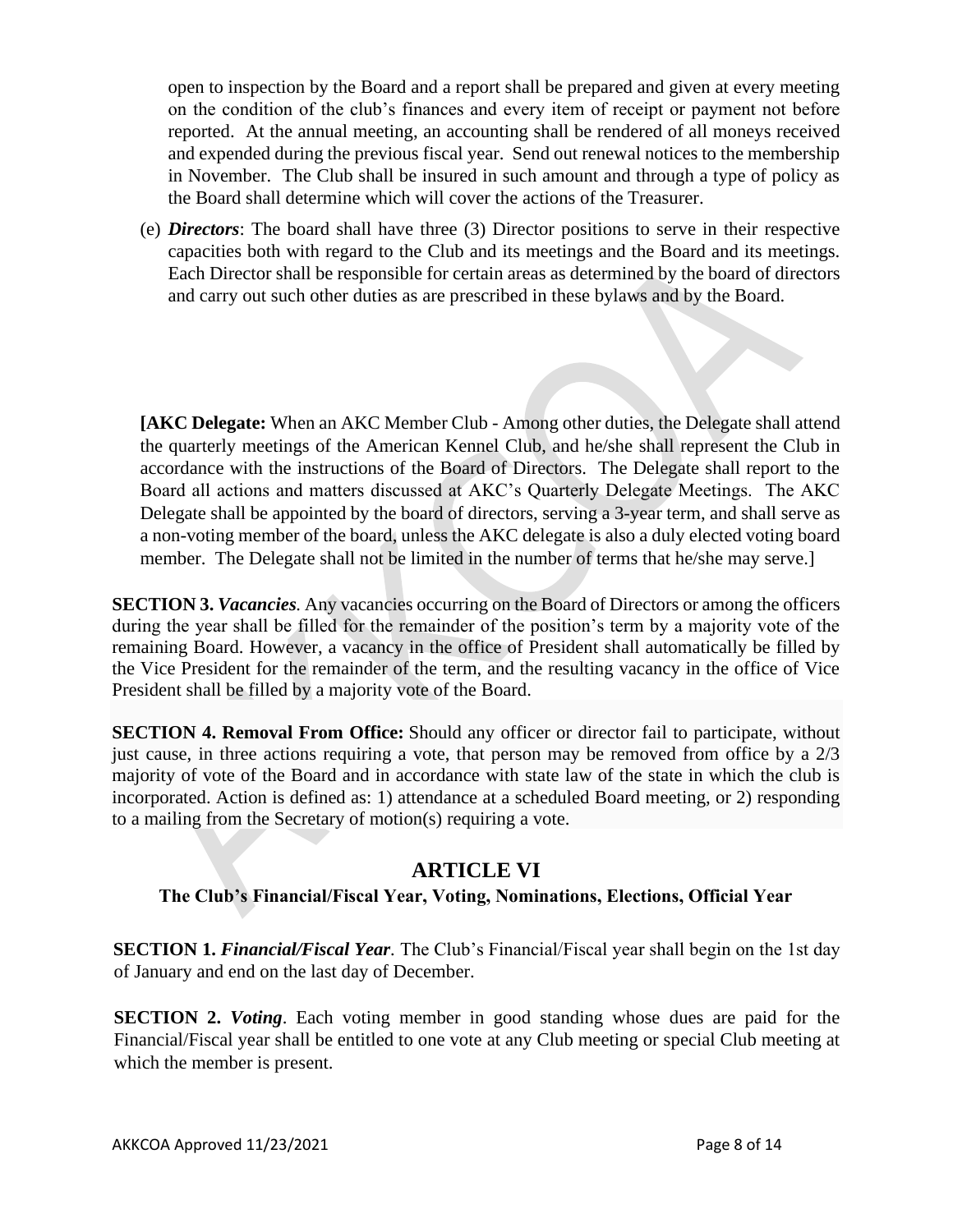open to inspection by the Board and a report shall be prepared and given at every meeting on the condition of the club's finances and every item of receipt or payment not before reported. At the annual meeting, an accounting shall be rendered of all moneys received and expended during the previous fiscal year. Send out renewal notices to the membership in November. The Club shall be insured in such amount and through a type of policy as the Board shall determine which will cover the actions of the Treasurer.

(e) ***Directors***: The board shall have three (3) Director positions to serve in their respective capacities both with regard to the Club and its meetings and the Board and its meetings. Each Director shall be responsible for certain areas as determined by the board of directors and carry out such other duties as are prescribed in these bylaws and by the Board.

**[AKC Delegate:** When an AKC Member Club - Among other duties, the Delegate shall attend the quarterly meetings of the American Kennel Club, and he/she shall represent the Club in accordance with the instructions of the Board of Directors. The Delegate shall report to the Board all actions and matters discussed at AKC's Quarterly Delegate Meetings. The AKC Delegate shall be appointed by the board of directors, serving a 3-year term, and shall serve as a non-voting member of the board, unless the AKC delegate is also a duly elected voting board member. The Delegate shall not be limited in the number of terms that he/she may serve.]

**SECTION 3.** ***Vacancies***. Any vacancies occurring on the Board of Directors or among the officers during the year shall be filled for the remainder of the position's term by a majority vote of the remaining Board. However, a vacancy in the office of President shall automatically be filled by the Vice President for the remainder of the term, and the resulting vacancy in the office of Vice President shall be filled by a majority vote of the Board.

**SECTION 4. Removal From Office:** Should any officer or director fail to participate, without just cause, in three actions requiring a vote, that person may be removed from office by a 2/3 majority of vote of the Board and in accordance with state law of the state in which the club is incorporated. Action is defined as: 1) attendance at a scheduled Board meeting, or 2) responding to a mailing from the Secretary of motion(s) requiring a vote.

## ARTICLE VI

### The Club's Financial/Fiscal Year, Voting, Nominations, Elections, Official Year

**SECTION 1.** ***Financial/Fiscal Year***. The Club's Financial/Fiscal year shall begin on the 1st day of January and end on the last day of December.

**SECTION 2.** ***Voting***. Each voting member in good standing whose dues are paid for the Financial/Fiscal year shall be entitled to one vote at any Club meeting or special Club meeting at which the member is present.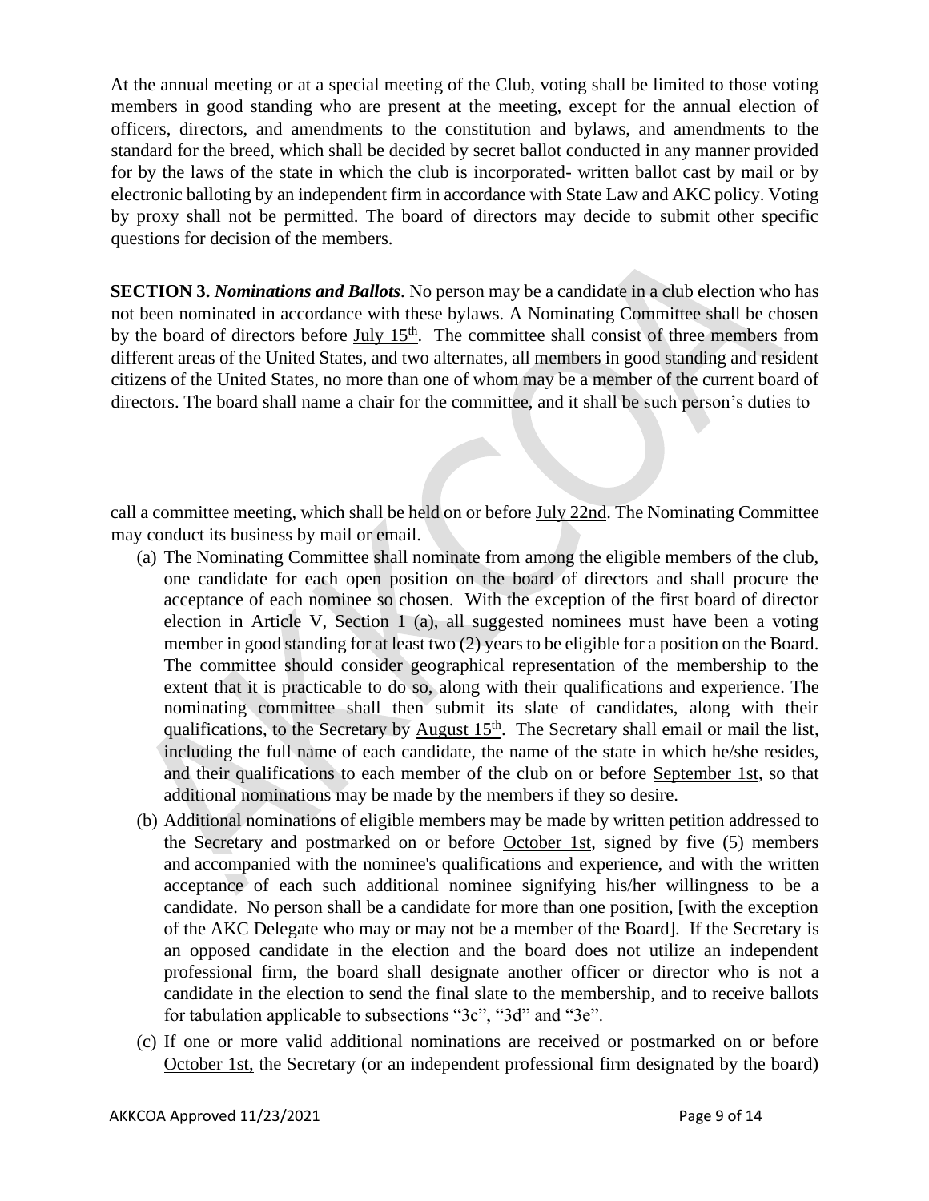At the annual meeting or at a special meeting of the Club, voting shall be limited to those voting members in good standing who are present at the meeting, except for the annual election of officers, directors, and amendments to the constitution and bylaws, and amendments to the standard for the breed, which shall be decided by secret ballot conducted in any manner provided for by the laws of the state in which the club is incorporated- written ballot cast by mail or by electronic balloting by an independent firm in accordance with State Law and AKC policy. Voting by proxy shall not be permitted. The board of directors may decide to submit other specific questions for decision of the members.

**SECTION 3.** ***Nominations and Ballots***. No person may be a candidate in a club election who has not been nominated in accordance with these bylaws. A Nominating Committee shall be chosen by the board of directors before July 15th. The committee shall consist of three members from different areas of the United States, and two alternates, all members in good standing and resident citizens of the United States, no more than one of whom may be a member of the current board of directors. The board shall name a chair for the committee, and it shall be such person's duties to call a committee meeting, which shall be held on or before July 22nd. The Nominating Committee may conduct its business by mail or email.

(a) The Nominating Committee shall nominate from among the eligible members of the club, one candidate for each open position on the board of directors and shall procure the acceptance of each nominee so chosen. With the exception of the first board of director election in Article V, Section 1 (a), all suggested nominees must have been a voting member in good standing for at least two (2) years to be eligible for a position on the Board. The committee should consider geographical representation of the membership to the extent that it is practicable to do so, along with their qualifications and experience. The nominating committee shall then submit its slate of candidates, along with their qualifications, to the Secretary by August 15th. The Secretary shall email or mail the list, including the full name of each candidate, the name of the state in which he/she resides, and their qualifications to each member of the club on or before September 1st, so that additional nominations may be made by the members if they so desire.

(b) Additional nominations of eligible members may be made by written petition addressed to the Secretary and postmarked on or before October 1st, signed by five (5) members and accompanied with the nominee's qualifications and experience, and with the written acceptance of each such additional nominee signifying his/her willingness to be a candidate. No person shall be a candidate for more than one position, [with the exception of the AKC Delegate who may or may not be a member of the Board]. If the Secretary is an opposed candidate in the election and the board does not utilize an independent professional firm, the board shall designate another officer or director who is not a candidate in the election to send the final slate to the membership, and to receive ballots for tabulation applicable to subsections "3c", "3d" and "3e".

(c) If one or more valid additional nominations are received or postmarked on or before October 1st, the Secretary (or an independent professional firm designated by the board)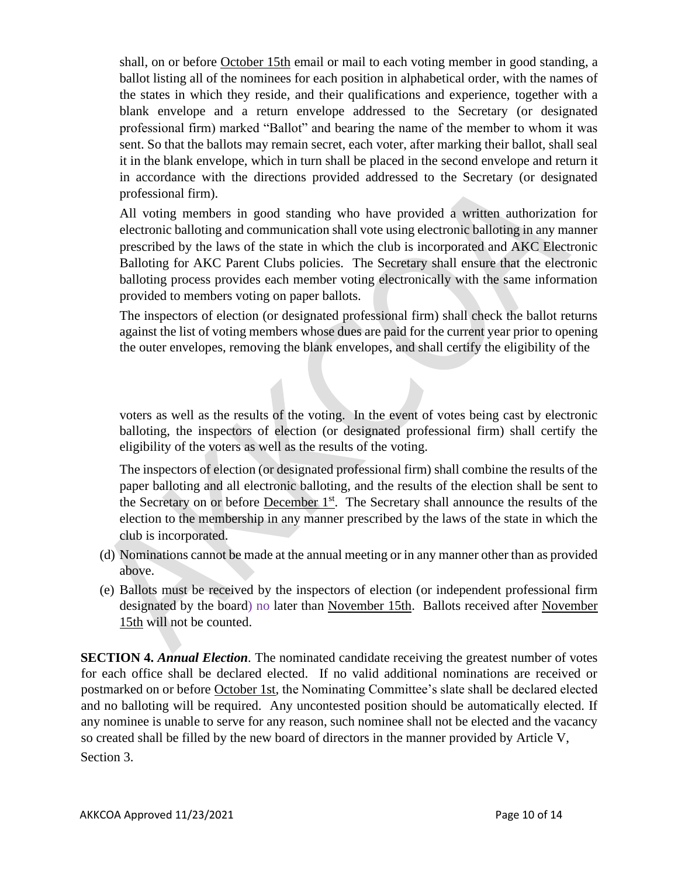shall, on or before October 15th email or mail to each voting member in good standing, a ballot listing all of the nominees for each position in alphabetical order, with the names of the states in which they reside, and their qualifications and experience, together with a blank envelope and a return envelope addressed to the Secretary (or designated professional firm) marked "Ballot" and bearing the name of the member to whom it was sent. So that the ballots may remain secret, each voter, after marking their ballot, shall seal it in the blank envelope, which in turn shall be placed in the second envelope and return it in accordance with the directions provided addressed to the Secretary (or designated professional firm).

All voting members in good standing who have provided a written authorization for electronic balloting and communication shall vote using electronic balloting in any manner prescribed by the laws of the state in which the club is incorporated and AKC Electronic Balloting for AKC Parent Clubs policies. The Secretary shall ensure that the electronic balloting process provides each member voting electronically with the same information provided to members voting on paper ballots.

The inspectors of election (or designated professional firm) shall check the ballot returns against the list of voting members whose dues are paid for the current year prior to opening the outer envelopes, removing the blank envelopes, and shall certify the eligibility of the voters as well as the results of the voting. In the event of votes being cast by electronic balloting, the inspectors of election (or designated professional firm) shall certify the eligibility of the voters as well as the results of the voting.

The inspectors of election (or designated professional firm) shall combine the results of the paper balloting and all electronic balloting, and the results of the election shall be sent to the Secretary on or before December 1st. The Secretary shall announce the results of the election to the membership in any manner prescribed by the laws of the state in which the club is incorporated.

(d) Nominations cannot be made at the annual meeting or in any manner other than as provided above.

(e) Ballots must be received by the inspectors of election (or independent professional firm designated by the board) no later than November 15th. Ballots received after November 15th will not be counted.

**SECTION 4.** ***Annual Election***. The nominated candidate receiving the greatest number of votes for each office shall be declared elected. If no valid additional nominations are received or postmarked on or before October 1st, the Nominating Committee's slate shall be declared elected and no balloting will be required. Any uncontested position should be automatically elected. If any nominee is unable to serve for any reason, such nominee shall not be elected and the vacancy so created shall be filled by the new board of directors in the manner provided by Article V, Section 3.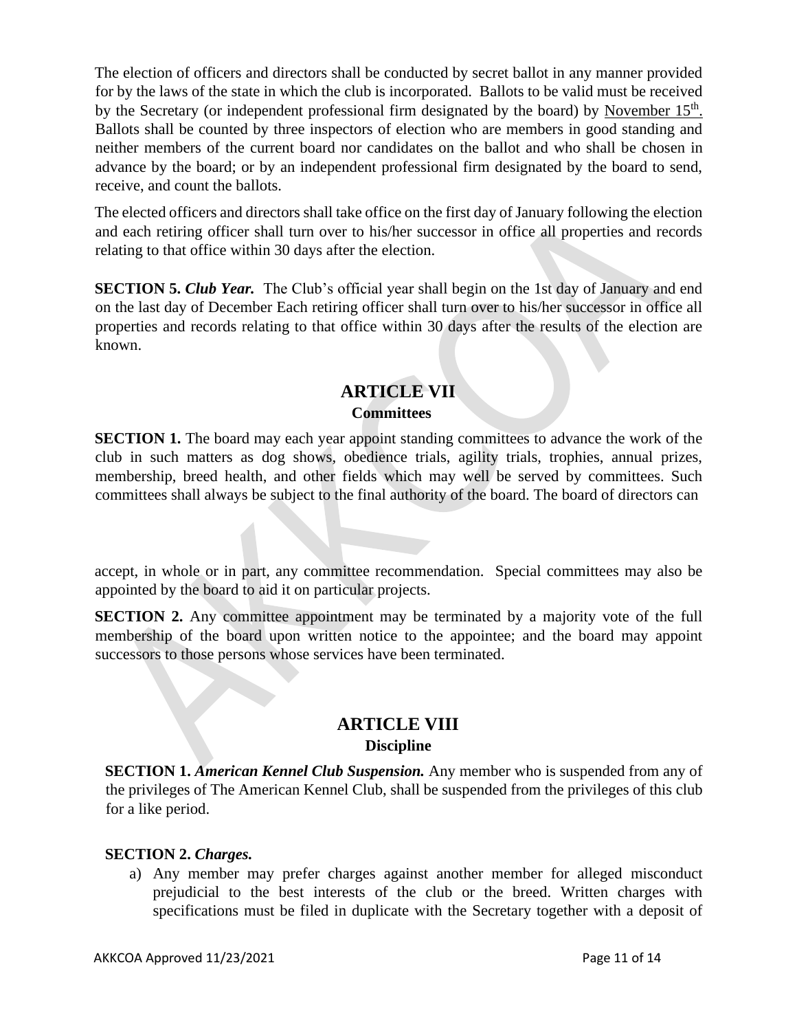The election of officers and directors shall be conducted by secret ballot in any manner provided for by the laws of the state in which the club is incorporated. Ballots to be valid must be received by the Secretary (or independent professional firm designated by the board) by November 15th. Ballots shall be counted by three inspectors of election who are members in good standing and neither members of the current board nor candidates on the ballot and who shall be chosen in advance by the board; or by an independent professional firm designated by the board to send, receive, and count the ballots.

The elected officers and directors shall take office on the first day of January following the election and each retiring officer shall turn over to his/her successor in office all properties and records relating to that office within 30 days after the election.

**SECTION 5.** ***Club Year.*** The Club's official year shall begin on the 1st day of January and end on the last day of December Each retiring officer shall turn over to his/her successor in office all properties and records relating to that office within 30 days after the results of the election are known.

## ARTICLE VII
### Committees

**SECTION 1.** The board may each year appoint standing committees to advance the work of the club in such matters as dog shows, obedience trials, agility trials, trophies, annual prizes, membership, breed health, and other fields which may well be served by committees. Such committees shall always be subject to the final authority of the board. The board of directors can accept, in whole or in part, any committee recommendation. Special committees may also be appointed by the board to aid it on particular projects.

**SECTION 2.** Any committee appointment may be terminated by a majority vote of the full membership of the board upon written notice to the appointee; and the board may appoint successors to those persons whose services have been terminated.

## ARTICLE VIII
### Discipline

**SECTION 1.** ***American Kennel Club Suspension.*** Any member who is suspended from any of the privileges of The American Kennel Club, shall be suspended from the privileges of this club for a like period.

**SECTION 2.** ***Charges.***

a) Any member may prefer charges against another member for alleged misconduct prejudicial to the best interests of the club or the breed. Written charges with specifications must be filed in duplicate with the Secretary together with a deposit of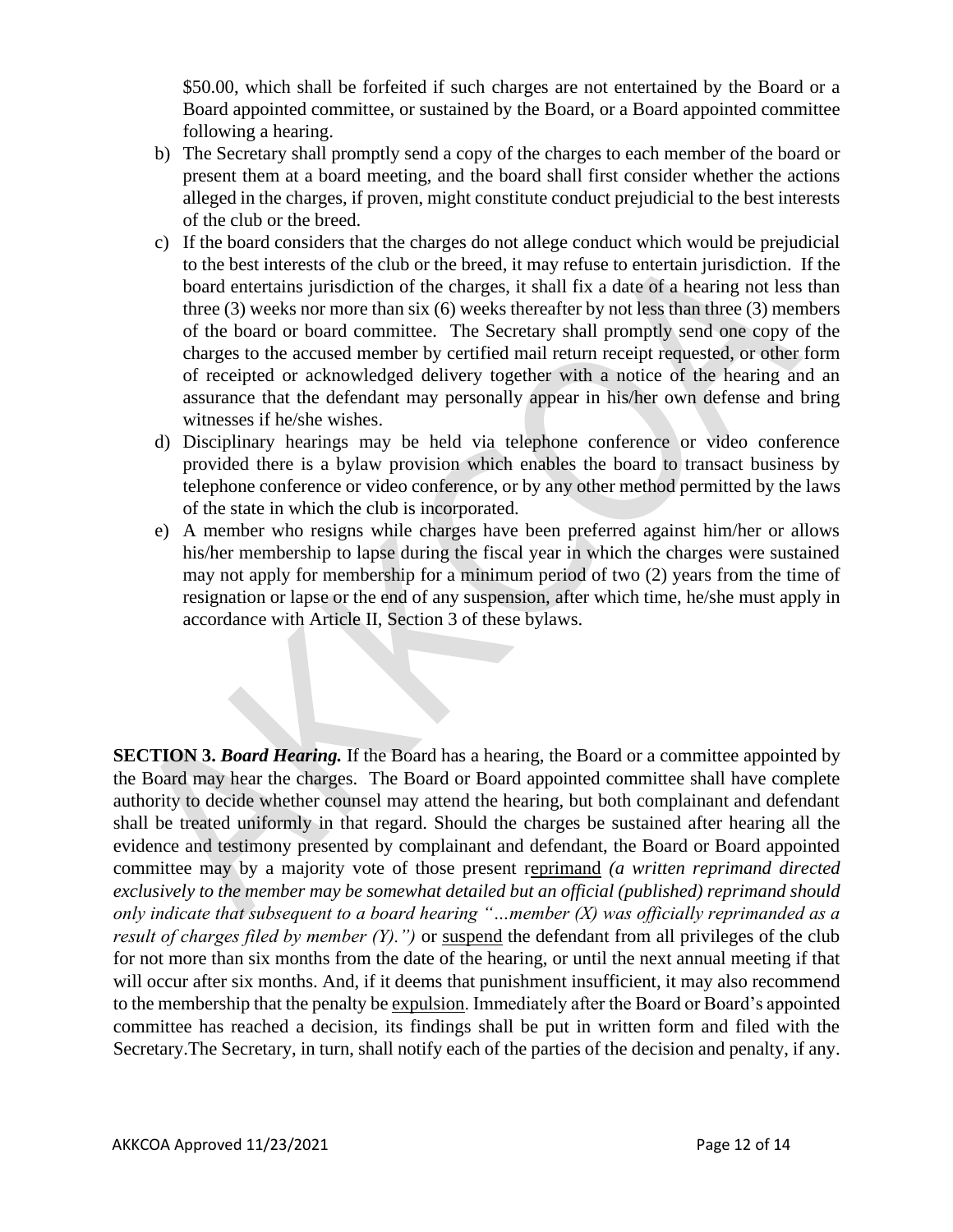$50.00, which shall be forfeited if such charges are not entertained by the Board or a Board appointed committee, or sustained by the Board, or a Board appointed committee following a hearing.

b) The Secretary shall promptly send a copy of the charges to each member of the board or present them at a board meeting, and the board shall first consider whether the actions alleged in the charges, if proven, might constitute conduct prejudicial to the best interests of the club or the breed.

c) If the board considers that the charges do not allege conduct which would be prejudicial to the best interests of the club or the breed, it may refuse to entertain jurisdiction. If the board entertains jurisdiction of the charges, it shall fix a date of a hearing not less than three (3) weeks nor more than six (6) weeks thereafter by not less than three (3) members of the board or board committee. The Secretary shall promptly send one copy of the charges to the accused member by certified mail return receipt requested, or other form of receipted or acknowledged delivery together with a notice of the hearing and an assurance that the defendant may personally appear in his/her own defense and bring witnesses if he/she wishes.

d) Disciplinary hearings may be held via telephone conference or video conference provided there is a bylaw provision which enables the board to transact business by telephone conference or video conference, or by any other method permitted by the laws of the state in which the club is incorporated.

e) A member who resigns while charges have been preferred against him/her or allows his/her membership to lapse during the fiscal year in which the charges were sustained may not apply for membership for a minimum period of two (2) years from the time of resignation or lapse or the end of any suspension, after which time, he/she must apply in accordance with Article II, Section 3 of these bylaws.

**SECTION 3.** ***Board Hearing.*** If the Board has a hearing, the Board or a committee appointed by the Board may hear the charges. The Board or Board appointed committee shall have complete authority to decide whether counsel may attend the hearing, but both complainant and defendant shall be treated uniformly in that regard. Should the charges be sustained after hearing all the evidence and testimony presented by complainant and defendant, the Board or Board appointed committee may by a majority vote of those present reprimand *(a written reprimand directed exclusively to the member may be somewhat detailed but an official (published) reprimand should only indicate that subsequent to a board hearing "…member (X) was officially reprimanded as a result of charges filed by member (Y).")* or suspend the defendant from all privileges of the club for not more than six months from the date of the hearing, or until the next annual meeting if that will occur after six months. And, if it deems that punishment insufficient, it may also recommend to the membership that the penalty be expulsion. Immediately after the Board or Board's appointed committee has reached a decision, its findings shall be put in written form and filed with the Secretary.The Secretary, in turn, shall notify each of the parties of the decision and penalty, if any.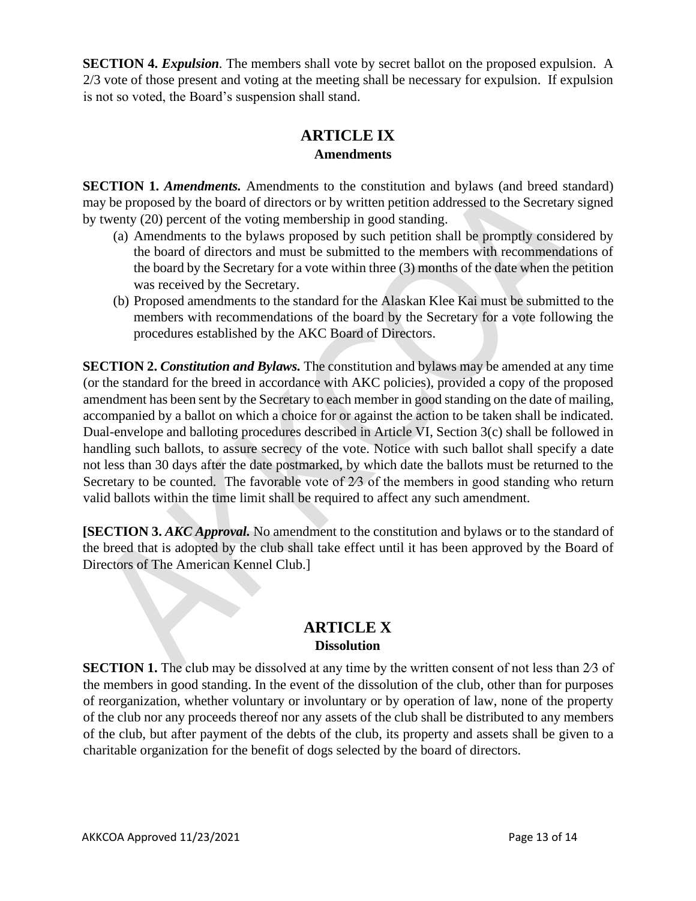**SECTION 4.** ***Expulsion***. The members shall vote by secret ballot on the proposed expulsion. A 2/3 vote of those present and voting at the meeting shall be necessary for expulsion. If expulsion is not so voted, the Board's suspension shall stand.

## ARTICLE IX
### Amendments

**SECTION 1.** ***Amendments.*** Amendments to the constitution and bylaws (and breed standard) may be proposed by the board of directors or by written petition addressed to the Secretary signed by twenty (20) percent of the voting membership in good standing.

(a) Amendments to the bylaws proposed by such petition shall be promptly considered by the board of directors and must be submitted to the members with recommendations of the board by the Secretary for a vote within three (3) months of the date when the petition was received by the Secretary.

(b) Proposed amendments to the standard for the Alaskan Klee Kai must be submitted to the members with recommendations of the board by the Secretary for a vote following the procedures established by the AKC Board of Directors.

**SECTION 2.** ***Constitution and Bylaws.*** The constitution and bylaws may be amended at any time (or the standard for the breed in accordance with AKC policies), provided a copy of the proposed amendment has been sent by the Secretary to each member in good standing on the date of mailing, accompanied by a ballot on which a choice for or against the action to be taken shall be indicated. Dual-envelope and balloting procedures described in Article VI, Section 3(c) shall be followed in handling such ballots, to assure secrecy of the vote. Notice with such ballot shall specify a date not less than 30 days after the date postmarked, by which date the ballots must be returned to the Secretary to be counted. The favorable vote of 2⁄3 of the members in good standing who return valid ballots within the time limit shall be required to affect any such amendment.

**[SECTION 3.** ***AKC Approval.*** No amendment to the constitution and bylaws or to the standard of the breed that is adopted by the club shall take effect until it has been approved by the Board of Directors of The American Kennel Club.]

## ARTICLE X
### Dissolution

**SECTION 1.** The club may be dissolved at any time by the written consent of not less than 2⁄3 of the members in good standing. In the event of the dissolution of the club, other than for purposes of reorganization, whether voluntary or involuntary or by operation of law, none of the property of the club nor any proceeds thereof nor any assets of the club shall be distributed to any members of the club, but after payment of the debts of the club, its property and assets shall be given to a charitable organization for the benefit of dogs selected by the board of directors.

AKKCOA Approved 11/23/2021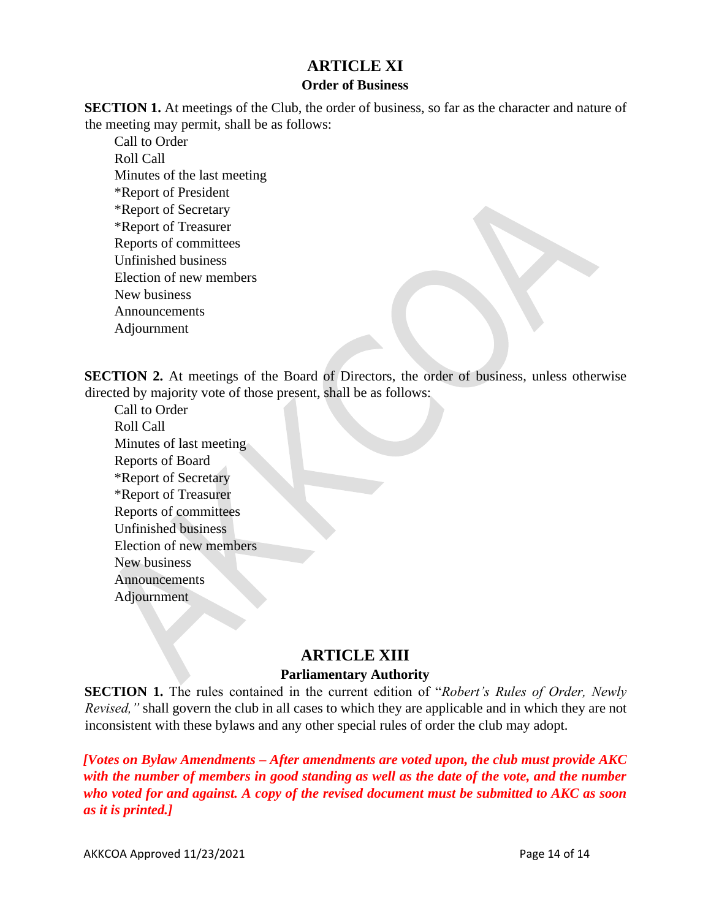## ARTICLE XI

### Order of Business

**SECTION 1.** At meetings of the Club, the order of business, so far as the character and nature of the meeting may permit, shall be as follows:

Call to Order
Roll Call
Minutes of the last meeting
*Report of President
*Report of Secretary
*Report of Treasurer
Reports of committees
Unfinished business
Election of new members
New business
Announcements
Adjournment

**SECTION 2.** At meetings of the Board of Directors, the order of business, unless otherwise directed by majority vote of those present, shall be as follows:

Call to Order
Roll Call
Minutes of last meeting
Reports of Board
*Report of Secretary
*Report of Treasurer
Reports of committees
Unfinished business
Election of new members
New business
Announcements
Adjournment

## ARTICLE XIII

### Parliamentary Authority

**SECTION 1.** The rules contained in the current edition of "*Robert's Rules of Order, Newly Revised,"* shall govern the club in all cases to which they are applicable and in which they are not inconsistent with these bylaws and any other special rules of order the club may adopt.

***[Votes on Bylaw Amendments – After amendments are voted upon, the club must provide AKC with the number of members in good standing as well as the date of the vote, and the number who voted for and against. A copy of the revised document must be submitted to AKC as soon as it is printed.]***

AKKCOA Approved 11/23/2021